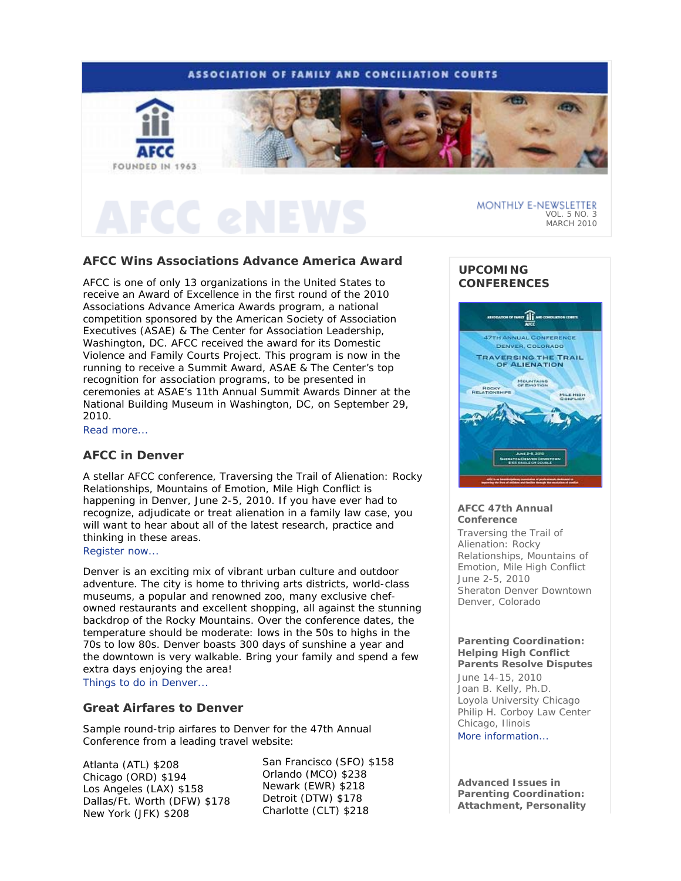ASSOCIATION OF FAMILY AND CONCILIATION COURTS

AFCC
FOUNDED IN 1963

# AFCC eNEWS

MONTHLY E-NEWSLETTER
VOL. 5 NO. 3
MARCH 2010

## AFCC Wins Associations Advance America Award

AFCC is one of only 13 organizations in the United States to receive an Award of Excellence in the first round of the 2010 Associations Advance America Awards program, a national competition sponsored by the American Society of Association Executives (ASAE) & The Center for Association Leadership, Washington, DC. AFCC received the award for its Domestic Violence and Family Courts Project. This program is now in the running to receive a Summit Award, ASAE & The Center's top recognition for association programs, to be presented in ceremonies at ASAE's 11th Annual Summit Awards Dinner at the National Building Museum in Washington, DC, on September 29, 2010.

Read more...

## AFCC in Denver

A stellar AFCC conference, Traversing the Trail of Alienation: Rocky Relationships, Mountains of Emotion, Mile High Conflict is happening in Denver, June 2-5, 2010. If you have ever had to recognize, adjudicate or treat alienation in a family law case, you will want to hear about all of the latest research, practice and thinking in these areas.

Register now...

Denver is an exciting mix of vibrant urban culture and outdoor adventure. The city is home to thriving arts districts, world-class museums, a popular and renowned zoo, many exclusive chef-owned restaurants and excellent shopping, all against the stunning backdrop of the Rocky Mountains. Over the conference dates, the temperature should be moderate: lows in the 50s to highs in the 70s to low 80s. Denver boasts 300 days of sunshine a year and the downtown is very walkable. Bring your family and spend a few extra days enjoying the area!

Things to do in Denver...

## Great Airfares to Denver

Sample round-trip airfares to Denver for the 47th Annual Conference from a leading travel website:

Atlanta (ATL) $208
Chicago (ORD) $194
Los Angeles (LAX) $158
Dallas/Ft. Worth (DFW) $178
New York (JFK) $208
San Francisco (SFO) $158
Orlando (MCO) $238
Newark (EWR) $218
Detroit (DTW) $178
Charlotte (CLT) $218

## UPCOMING CONFERENCES

**AFCC 47th Annual Conference**
Traversing the Trail of Alienation: Rocky Relationships, Mountains of Emotion, Mile High Conflict
June 2-5, 2010
Sheraton Denver Downtown
Denver, Colorado

**Parenting Coordination: Helping High Conflict Parents Resolve Disputes**
June 14-15, 2010
Joan B. Kelly, Ph.D.
Loyola University Chicago
Philip H. Corboy Law Center
Chicago, Ilinois
More information...

**Advanced Issues in Parenting Coordination: Attachment, Personality**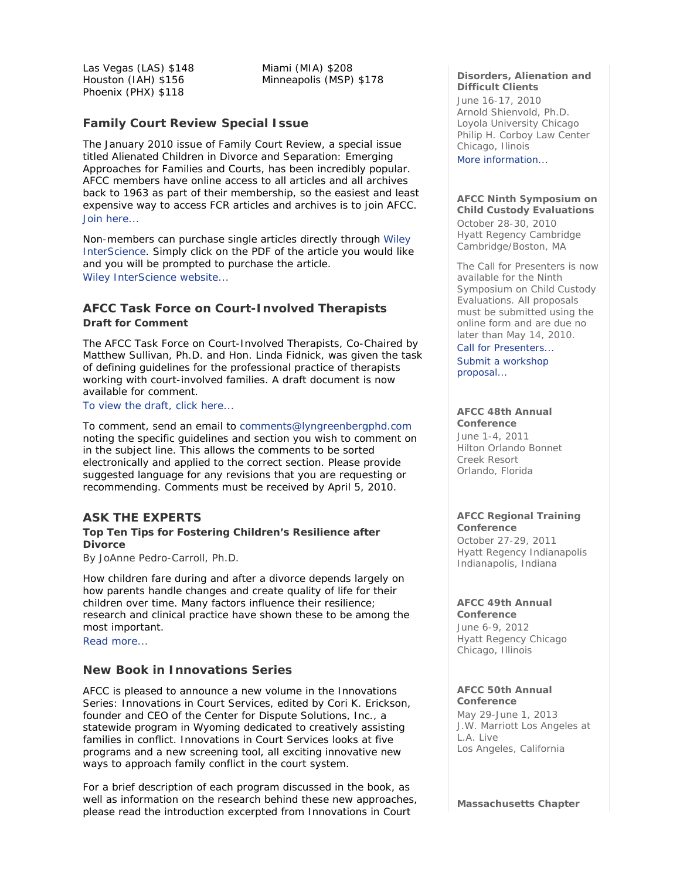Las Vegas (LAS) $148
Houston (IAH) $156
Phoenix (PHX) $118
Miami (MIA) $208
Minneapolis (MSP) $178

## Family Court Review Special Issue

The January 2010 issue of Family Court Review, a special issue titled Alienated Children in Divorce and Separation: Emerging Approaches for Families and Courts, has been incredibly popular. AFCC members have online access to all articles and all archives back to 1963 as part of their membership, so the easiest and least expensive way to access FCR articles and archives is to join AFCC. Join here...

Non-members can purchase single articles directly through Wiley InterScience. Simply click on the PDF of the article you would like and you will be prompted to purchase the article.
Wiley InterScience website...

## AFCC Task Force on Court-Involved Therapists

**Draft for Comment**

The AFCC Task Force on Court-Involved Therapists, Co-Chaired by Matthew Sullivan, Ph.D. and Hon. Linda Fidnick, was given the task of defining guidelines for the professional practice of therapists working with court-involved families. A draft document is now available for comment.
To view the draft, click here...

To comment, send an email to comments@lyngreenbergphd.com noting the specific guidelines and section you wish to comment on in the subject line. This allows the comments to be sorted electronically and applied to the correct section. Please provide suggested language for any revisions that you are requesting or recommending. Comments must be received by April 5, 2010.

## ASK THE EXPERTS

**Top Ten Tips for Fostering Children's Resilience after Divorce**
By JoAnne Pedro-Carroll, Ph.D.

How children fare during and after a divorce depends largely on how parents handle changes and create quality of life for their children over time. Many factors influence their resilience; research and clinical practice have shown these to be among the most important.
Read more...

## New Book in Innovations Series

AFCC is pleased to announce a new volume in the Innovations Series: Innovations in Court Services, edited by Cori K. Erickson, founder and CEO of the Center for Dispute Solutions, Inc., a statewide program in Wyoming dedicated to creatively assisting families in conflict. Innovations in Court Services looks at five programs and a new screening tool, all exciting innovative new ways to approach family conflict in the court system.

For a brief description of each program discussed in the book, as well as information on the research behind these new approaches, please read the introduction excerpted from Innovations in Court

**Disorders, Alienation and Difficult Clients**
June 16-17, 2010
Arnold Shienvold, Ph.D.
Loyola University Chicago
Philip H. Corboy Law Center
Chicago, Ilinois
More information...

**AFCC Ninth Symposium on Child Custody Evaluations**
October 28-30, 2010
Hyatt Regency Cambridge
Cambridge/Boston, MA

The Call for Presenters is now available for the Ninth Symposium on Child Custody Evaluations. All proposals must be submitted using the online form and are due no later than May 14, 2010.
Call for Presenters...
Submit a workshop proposal...

**AFCC 48th Annual Conference**
June 1-4, 2011
Hilton Orlando Bonnet Creek Resort
Orlando, Florida

**AFCC Regional Training Conference**
October 27-29, 2011
Hyatt Regency Indianapolis
Indianapolis, Indiana

**AFCC 49th Annual Conference**
June 6-9, 2012
Hyatt Regency Chicago
Chicago, Illinois

**AFCC 50th Annual Conference**
May 29-June 1, 2013
J.W. Marriott Los Angeles at L.A. Live
Los Angeles, California

**Massachusetts Chapter**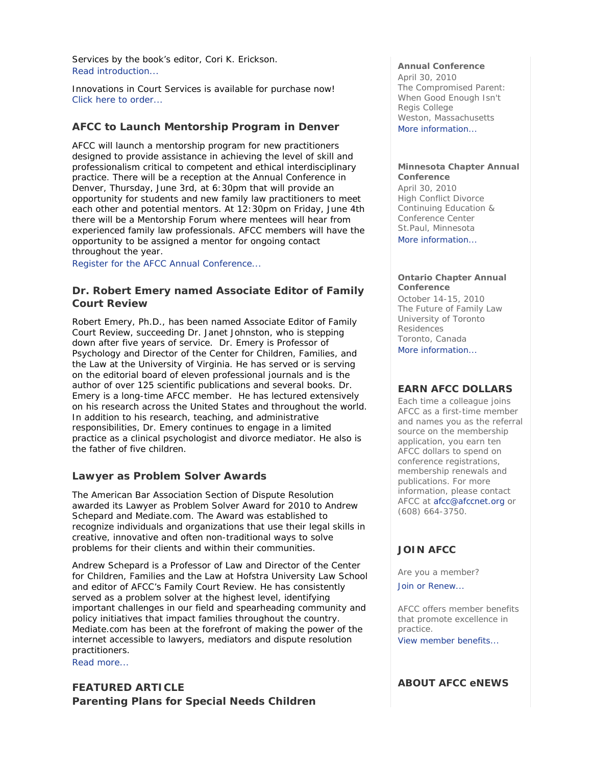Services by the book's editor, Cori K. Erickson.
Read introduction...

Innovations in Court Services is available for purchase now!
Click here to order...

### AFCC to Launch Mentorship Program in Denver

AFCC will launch a mentorship program for new practitioners designed to provide assistance in achieving the level of skill and professionalism critical to competent and ethical interdisciplinary practice. There will be a reception at the Annual Conference in Denver, Thursday, June 3rd, at 6:30pm that will provide an opportunity for students and new family law practitioners to meet each other and potential mentors. At 12:30pm on Friday, June 4th there will be a Mentorship Forum where mentees will hear from experienced family law professionals. AFCC members will have the opportunity to be assigned a mentor for ongoing contact throughout the year.
Register for the AFCC Annual Conference...

### Dr. Robert Emery named Associate Editor of Family Court Review

Robert Emery, Ph.D., has been named Associate Editor of Family Court Review, succeeding Dr. Janet Johnston, who is stepping down after five years of service. Dr. Emery is Professor of Psychology and Director of the Center for Children, Families, and the Law at the University of Virginia. He has served or is serving on the editorial board of eleven professional journals and is the author of over 125 scientific publications and several books. Dr. Emery is a long-time AFCC member. He has lectured extensively on his research across the United States and throughout the world. In addition to his research, teaching, and administrative responsibilities, Dr. Emery continues to engage in a limited practice as a clinical psychologist and divorce mediator. He also is the father of five children.

### Lawyer as Problem Solver Awards

The American Bar Association Section of Dispute Resolution awarded its Lawyer as Problem Solver Award for 2010 to Andrew Schepard and Mediate.com. The Award was established to recognize individuals and organizations that use their legal skills in creative, innovative and often non-traditional ways to solve problems for their clients and within their communities.

Andrew Schepard is a Professor of Law and Director of the Center for Children, Families and the Law at Hofstra University Law School and editor of AFCC's Family Court Review. He has consistently served as a problem solver at the highest level, identifying important challenges in our field and spearheading community and policy initiatives that impact families throughout the country. Mediate.com has been at the forefront of making the power of the internet accessible to lawyers, mediators and dispute resolution practitioners.
Read more...

### FEATURED ARTICLE
### Parenting Plans for Special Needs Children

**Annual Conference**
April 30, 2010
The Compromised Parent: When Good Enough Isn't
Regis College
Weston, Massachusetts
More information...

**Minnesota Chapter Annual Conference**
April 30, 2010
High Conflict Divorce
Continuing Education & Conference Center
St.Paul, Minnesota
More information...

**Ontario Chapter Annual Conference**
October 14-15, 2010
The Future of Family Law
University of Toronto Residences
Toronto, Canada
More information...

### EARN AFCC DOLLARS

Each time a colleague joins AFCC as a first-time member and names you as the referral source on the membership application, you earn ten AFCC dollars to spend on conference registrations, membership renewals and publications. For more information, please contact AFCC at afcc@afccnet.org or (608) 664-3750.

### JOIN AFCC

Are you a member?
Join or Renew...

AFCC offers member benefits that promote excellence in practice.
View member benefits...

### ABOUT AFCC eNEWS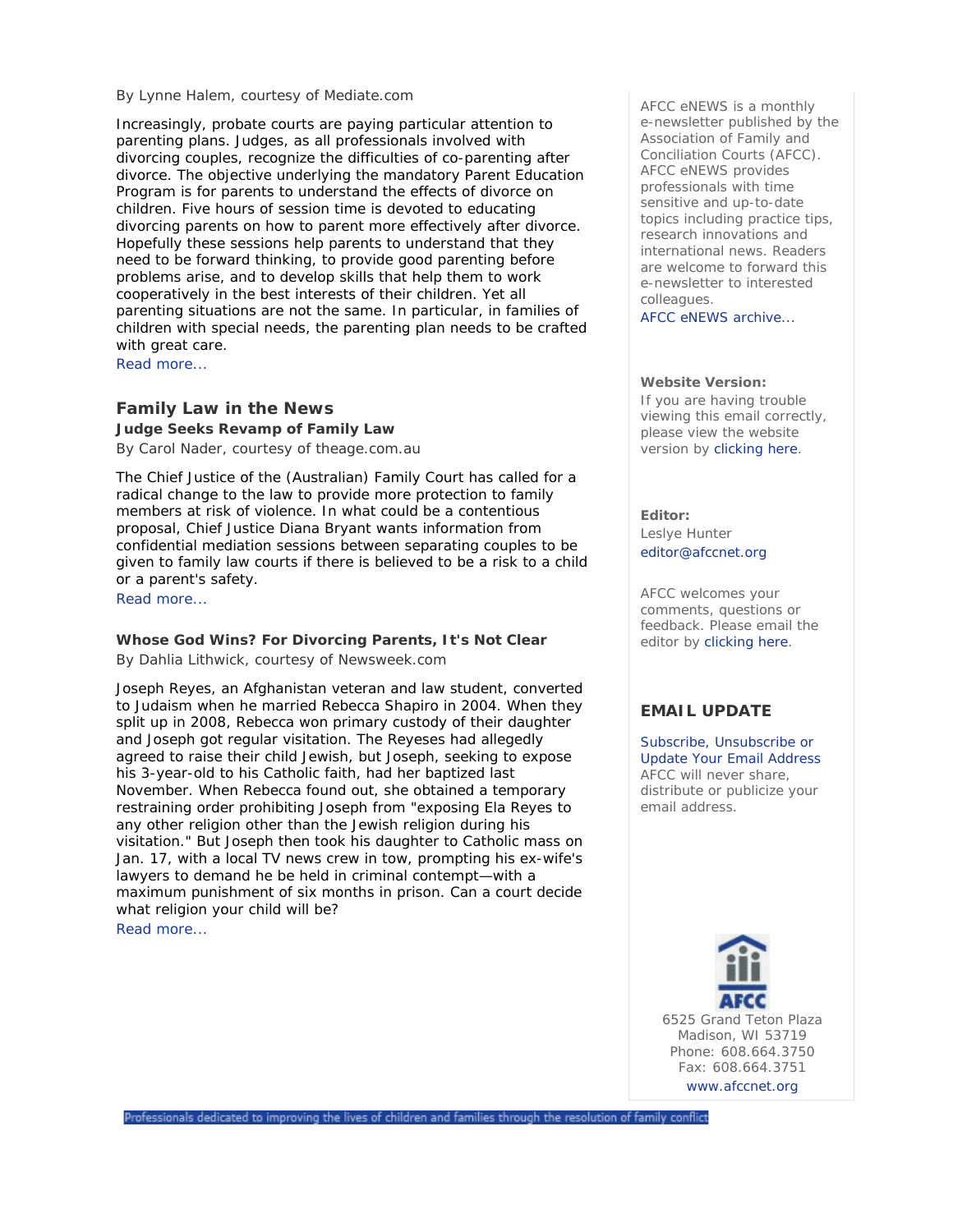By Lynne Halem, courtesy of Mediate.com

Increasingly, probate courts are paying particular attention to parenting plans. Judges, as all professionals involved with divorcing couples, recognize the difficulties of co-parenting after divorce. The objective underlying the mandatory Parent Education Program is for parents to understand the effects of divorce on children. Five hours of session time is devoted to educating divorcing parents on how to parent more effectively after divorce. Hopefully these sessions help parents to understand that they need to be forward thinking, to provide good parenting before problems arise, and to develop skills that help them to work cooperatively in the best interests of their children. Yet all parenting situations are not the same. In particular, in families of children with special needs, the parenting plan needs to be crafted with great care.

Read more...

## Family Law in the News

**Judge Seeks Revamp of Family Law**

By Carol Nader, courtesy of theage.com.au

The Chief Justice of the (Australian) Family Court has called for a radical change to the law to provide more protection to family members at risk of violence. In what could be a contentious proposal, Chief Justice Diana Bryant wants information from confidential mediation sessions between separating couples to be given to family law courts if there is believed to be a risk to a child or a parent's safety.

Read more...

**Whose God Wins? For Divorcing Parents, It's Not Clear**

By Dahlia Lithwick, courtesy of Newsweek.com

Joseph Reyes, an Afghanistan veteran and law student, converted to Judaism when he married Rebecca Shapiro in 2004. When they split up in 2008, Rebecca won primary custody of their daughter and Joseph got regular visitation. The Reyeses had allegedly agreed to raise their child Jewish, but Joseph, seeking to expose his 3-year-old to his Catholic faith, had her baptized last November. When Rebecca found out, she obtained a temporary restraining order prohibiting Joseph from "exposing Ela Reyes to any other religion other than the Jewish religion during his visitation." But Joseph then took his daughter to Catholic mass on Jan. 17, with a local TV news crew in tow, prompting his ex-wife's lawyers to demand he be held in criminal contempt—with a maximum punishment of six months in prison. Can a court decide what religion your child will be?

Read more...

---

AFCC eNEWS is a monthly e-newsletter published by the Association of Family and Conciliation Courts (AFCC). AFCC eNEWS provides professionals with time sensitive and up-to-date topics including practice tips, research innovations and international news. Readers are welcome to forward this e-newsletter to interested colleagues.

AFCC eNEWS archive...

**Website Version:**

If you are having trouble viewing this email correctly, please view the website version by clicking here.

**Editor:**

Leslye Hunter

editor@afccnet.org

AFCC welcomes your comments, questions or feedback. Please email the editor by clicking here.

## EMAIL UPDATE

Subscribe, Unsubscribe or Update Your Email Address

AFCC will never share, distribute or publicize your email address.

AFCC

6525 Grand Teton Plaza
Madison, WI 53719
Phone: 608.664.3750
Fax: 608.664.3751
www.afccnet.org

Professionals dedicated to improving the lives of children and families through the resolution of family conflict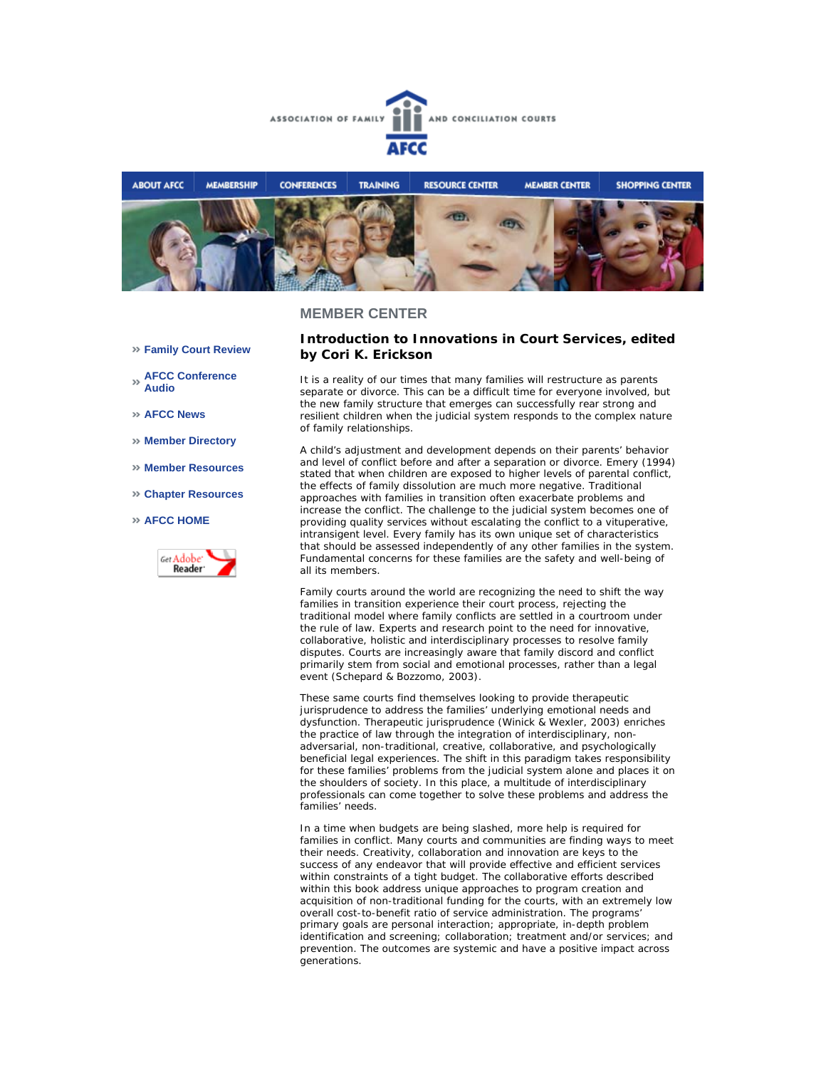ASSOCIATION OF FAMILY AND CONCILIATION COURTS

AFCC

ABOUT AFCC | MEMBERSHIP | CONFERENCES | TRAINING | RESOURCE CENTER | MEMBER CENTER | SHOPPING CENTER

- Family Court Review
- AFCC Conference Audio
- AFCC News
- Member Directory
- Member Resources
- Chapter Resources
- AFCC HOME

## MEMBER CENTER

### Introduction to Innovations in Court Services, edited by Cori K. Erickson

It is a reality of our times that many families will restructure as parents separate or divorce. This can be a difficult time for everyone involved, but the new family structure that emerges can successfully rear strong and resilient children when the judicial system responds to the complex nature of family relationships.

A child's adjustment and development depends on their parents' behavior and level of conflict before and after a separation or divorce. Emery (1994) stated that when children are exposed to higher levels of parental conflict, the effects of family dissolution are much more negative. Traditional approaches with families in transition often exacerbate problems and increase the conflict. The challenge to the judicial system becomes one of providing quality services without escalating the conflict to a vituperative, intransigent level. Every family has its own unique set of characteristics that should be assessed independently of any other families in the system. Fundamental concerns for these families are the safety and well-being of all its members.

Family courts around the world are recognizing the need to shift the way families in transition experience their court process, rejecting the traditional model where family conflicts are settled in a courtroom under the rule of law. Experts and research point to the need for innovative, collaborative, holistic and interdisciplinary processes to resolve family disputes. Courts are increasingly aware that family discord and conflict primarily stem from social and emotional processes, rather than a legal event (Schepard & Bozzomo, 2003).

These same courts find themselves looking to provide therapeutic jurisprudence to address the families' underlying emotional needs and dysfunction. Therapeutic jurisprudence (Winick & Wexler, 2003) enriches the practice of law through the integration of interdisciplinary, non-adversarial, non-traditional, creative, collaborative, and psychologically beneficial legal experiences. The shift in this paradigm takes responsibility for these families' problems from the judicial system alone and places it on the shoulders of society. In this place, a multitude of interdisciplinary professionals can come together to solve these problems and address the families' needs.

In a time when budgets are being slashed, more help is required for families in conflict. Many courts and communities are finding ways to meet their needs. Creativity, collaboration and innovation are keys to the success of any endeavor that will provide effective and efficient services within constraints of a tight budget. The collaborative efforts described within this book address unique approaches to program creation and acquisition of non-traditional funding for the courts, with an extremely low overall cost-to-benefit ratio of service administration. The programs' primary goals are personal interaction; appropriate, in-depth problem identification and screening; collaboration; treatment and/or services; and prevention. The outcomes are systemic and have a positive impact across generations.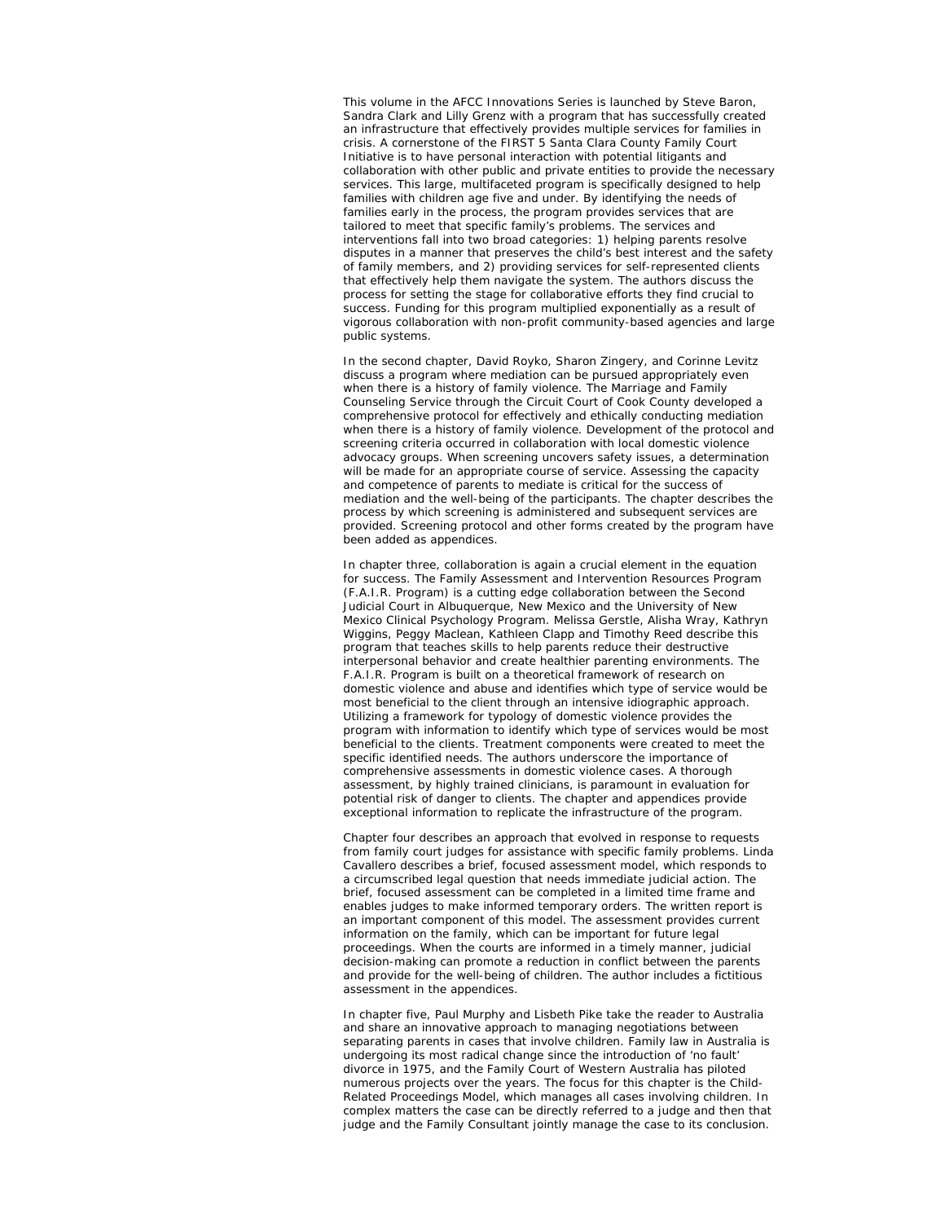This volume in the AFCC Innovations Series is launched by Steve Baron, Sandra Clark and Lilly Grenz with a program that has successfully created an infrastructure that effectively provides multiple services for families in crisis. A cornerstone of the FIRST 5 Santa Clara County Family Court Initiative is to have personal interaction with potential litigants and collaboration with other public and private entities to provide the necessary services. This large, multifaceted program is specifically designed to help families with children age five and under. By identifying the needs of families early in the process, the program provides services that are tailored to meet that specific family's problems. The services and interventions fall into two broad categories: 1) helping parents resolve disputes in a manner that preserves the child's best interest and the safety of family members, and 2) providing services for self-represented clients that effectively help them navigate the system. The authors discuss the process for setting the stage for collaborative efforts they find crucial to success. Funding for this program multiplied exponentially as a result of vigorous collaboration with non-profit community-based agencies and large public systems.

In the second chapter, David Royko, Sharon Zingery, and Corinne Levitz discuss a program where mediation can be pursued appropriately even when there is a history of family violence. The Marriage and Family Counseling Service through the Circuit Court of Cook County developed a comprehensive protocol for effectively and ethically conducting mediation when there is a history of family violence. Development of the protocol and screening criteria occurred in collaboration with local domestic violence advocacy groups. When screening uncovers safety issues, a determination will be made for an appropriate course of service. Assessing the capacity and competence of parents to mediate is critical for the success of mediation and the well-being of the participants. The chapter describes the process by which screening is administered and subsequent services are provided. Screening protocol and other forms created by the program have been added as appendices.

In chapter three, collaboration is again a crucial element in the equation for success. The Family Assessment and Intervention Resources Program (F.A.I.R. Program) is a cutting edge collaboration between the Second Judicial Court in Albuquerque, New Mexico and the University of New Mexico Clinical Psychology Program. Melissa Gerstle, Alisha Wray, Kathryn Wiggins, Peggy Maclean, Kathleen Clapp and Timothy Reed describe this program that teaches skills to help parents reduce their destructive interpersonal behavior and create healthier parenting environments. The F.A.I.R. Program is built on a theoretical framework of research on domestic violence and abuse and identifies which type of service would be most beneficial to the client through an intensive idiographic approach. Utilizing a framework for typology of domestic violence provides the program with information to identify which type of services would be most beneficial to the clients. Treatment components were created to meet the specific identified needs. The authors underscore the importance of comprehensive assessments in domestic violence cases. A thorough assessment, by highly trained clinicians, is paramount in evaluation for potential risk of danger to clients. The chapter and appendices provide exceptional information to replicate the infrastructure of the program.

Chapter four describes an approach that evolved in response to requests from family court judges for assistance with specific family problems. Linda Cavallero describes a brief, focused assessment model, which responds to a circumscribed legal question that needs immediate judicial action. The brief, focused assessment can be completed in a limited time frame and enables judges to make informed temporary orders. The written report is an important component of this model. The assessment provides current information on the family, which can be important for future legal proceedings. When the courts are informed in a timely manner, judicial decision-making can promote a reduction in conflict between the parents and provide for the well-being of children. The author includes a fictitious assessment in the appendices.

In chapter five, Paul Murphy and Lisbeth Pike take the reader to Australia and share an innovative approach to managing negotiations between separating parents in cases that involve children. Family law in Australia is undergoing its most radical change since the introduction of 'no fault' divorce in 1975, and the Family Court of Western Australia has piloted numerous projects over the years. The focus for this chapter is the Child-Related Proceedings Model, which manages all cases involving children. In complex matters the case can be directly referred to a judge and then that judge and the Family Consultant jointly manage the case to its conclusion.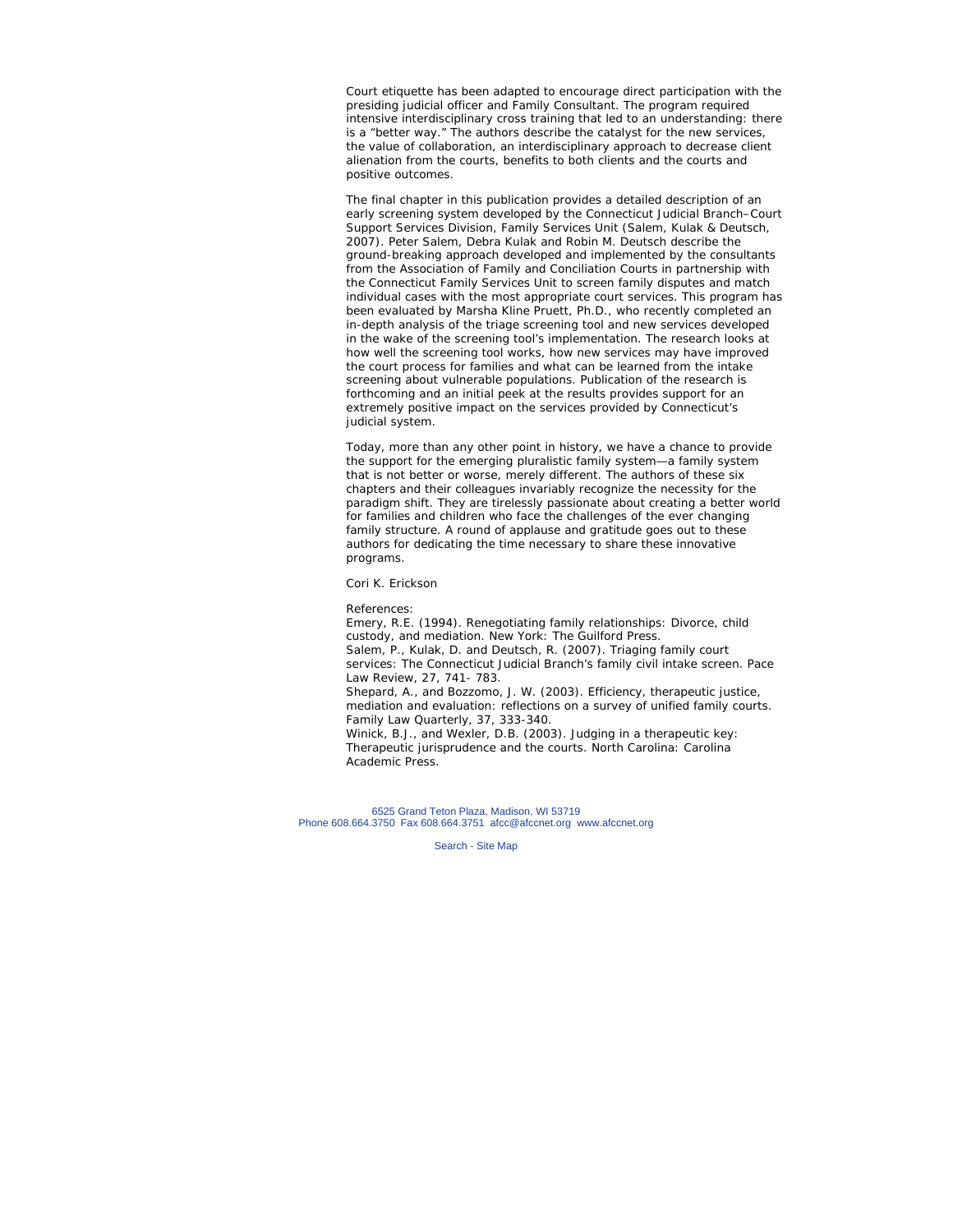Court etiquette has been adapted to encourage direct participation with the presiding judicial officer and Family Consultant. The program required intensive interdisciplinary cross training that led to an understanding: there is a "better way." The authors describe the catalyst for the new services, the value of collaboration, an interdisciplinary approach to decrease client alienation from the courts, benefits to both clients and the courts and positive outcomes.

The final chapter in this publication provides a detailed description of an early screening system developed by the Connecticut Judicial Branch–Court Support Services Division, Family Services Unit (Salem, Kulak & Deutsch, 2007). Peter Salem, Debra Kulak and Robin M. Deutsch describe the ground-breaking approach developed and implemented by the consultants from the Association of Family and Conciliation Courts in partnership with the Connecticut Family Services Unit to screen family disputes and match individual cases with the most appropriate court services. This program has been evaluated by Marsha Kline Pruett, Ph.D., who recently completed an in-depth analysis of the triage screening tool and new services developed in the wake of the screening tool's implementation. The research looks at how well the screening tool works, how new services may have improved the court process for families and what can be learned from the intake screening about vulnerable populations. Publication of the research is forthcoming and an initial peek at the results provides support for an extremely positive impact on the services provided by Connecticut's judicial system.

Today, more than any other point in history, we have a chance to provide the support for the emerging pluralistic family system—a family system that is not better or worse, merely different. The authors of these six chapters and their colleagues invariably recognize the necessity for the paradigm shift. They are tirelessly passionate about creating a better world for families and children who face the challenges of the ever changing family structure. A round of applause and gratitude goes out to these authors for dedicating the time necessary to share these innovative programs.

Cori K. Erickson

References:
Emery, R.E. (1994). Renegotiating family relationships: Divorce, child custody, and mediation. New York: The Guilford Press.
Salem, P., Kulak, D. and Deutsch, R. (2007). Triaging family court services: The Connecticut Judicial Branch's family civil intake screen. Pace Law Review, 27, 741- 783.
Shepard, A., and Bozzomo, J. W. (2003). Efficiency, therapeutic justice, mediation and evaluation: reflections on a survey of unified family courts. Family Law Quarterly, 37, 333-340.
Winick, B.J., and Wexler, D.B. (2003). Judging in a therapeutic key: Therapeutic jurisprudence and the courts. North Carolina: Carolina Academic Press.

6525 Grand Teton Plaza, Madison, WI 53719
Phone 608.664.3750 Fax 608.664.3751 afcc@afccnet.org www.afccnet.org

Search - Site Map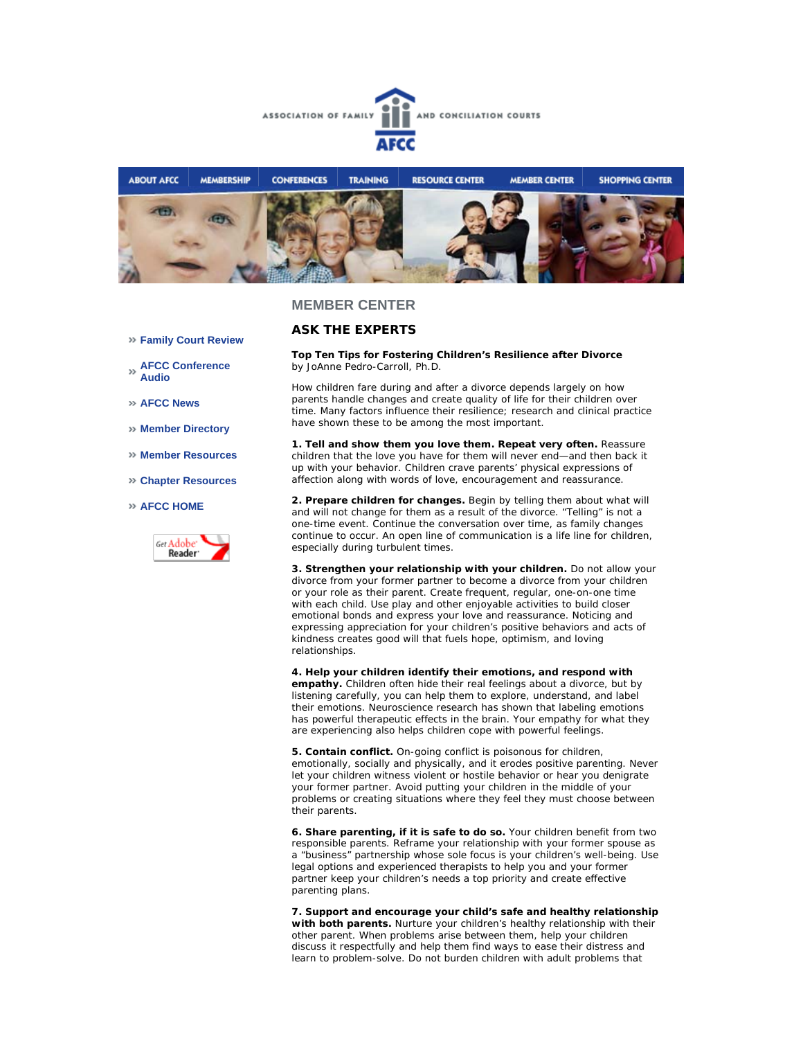ASSOCIATION OF FAMILY AND CONCILIATION COURTS

AFCC

ABOUT AFCC | MEMBERSHIP | CONFERENCES | TRAINING | RESOURCE CENTER | MEMBER CENTER | SHOPPING CENTER

- » Family Court Review
- » AFCC Conference Audio
- » AFCC News
- » Member Directory
- » Member Resources
- » Chapter Resources
- » AFCC HOME

Get Adobe Reader

## MEMBER CENTER

## ASK THE EXPERTS

**Top Ten Tips for Fostering Children's Resilience after Divorce**
by JoAnne Pedro-Carroll, Ph.D.

How children fare during and after a divorce depends largely on how parents handle changes and create quality of life for their children over time. Many factors influence their resilience; research and clinical practice have shown these to be among the most important.

**1. Tell and show them you love them. Repeat very often.** Reassure children that the love you have for them will never end—and then back it up with your behavior. Children crave parents' physical expressions of affection along with words of love, encouragement and reassurance.

**2. Prepare children for changes.** Begin by telling them about what will and will not change for them as a result of the divorce. "Telling" is not a one-time event. Continue the conversation over time, as family changes continue to occur. An open line of communication is a life line for children, especially during turbulent times.

**3. Strengthen your relationship with your children.** Do not allow your divorce from your former partner to become a divorce from your children or your role as their parent. Create frequent, regular, one-on-one time with each child. Use play and other enjoyable activities to build closer emotional bonds and express your love and reassurance. Noticing and expressing appreciation for your children's positive behaviors and acts of kindness creates good will that fuels hope, optimism, and loving relationships.

**4. Help your children identify their emotions, and respond with empathy.** Children often hide their real feelings about a divorce, but by listening carefully, you can help them to explore, understand, and label their emotions. Neuroscience research has shown that labeling emotions has powerful therapeutic effects in the brain. Your empathy for what they are experiencing also helps children cope with powerful feelings.

**5. Contain conflict.** On-going conflict is poisonous for children, emotionally, socially and physically, and it erodes positive parenting. Never let your children witness violent or hostile behavior or hear you denigrate your former partner. Avoid putting your children in the middle of your problems or creating situations where they feel they must choose between their parents.

**6. Share parenting, if it is safe to do so.** Your children benefit from two responsible parents. Reframe your relationship with your former spouse as a "business" partnership whose sole focus is your children's well-being. Use legal options and experienced therapists to help you and your former partner keep your children's needs a top priority and create effective parenting plans.

**7. Support and encourage your child's safe and healthy relationship with both parents.** Nurture your children's healthy relationship with their other parent. When problems arise between them, help your children discuss it respectfully and help them find ways to ease their distress and learn to problem-solve. Do not burden children with adult problems that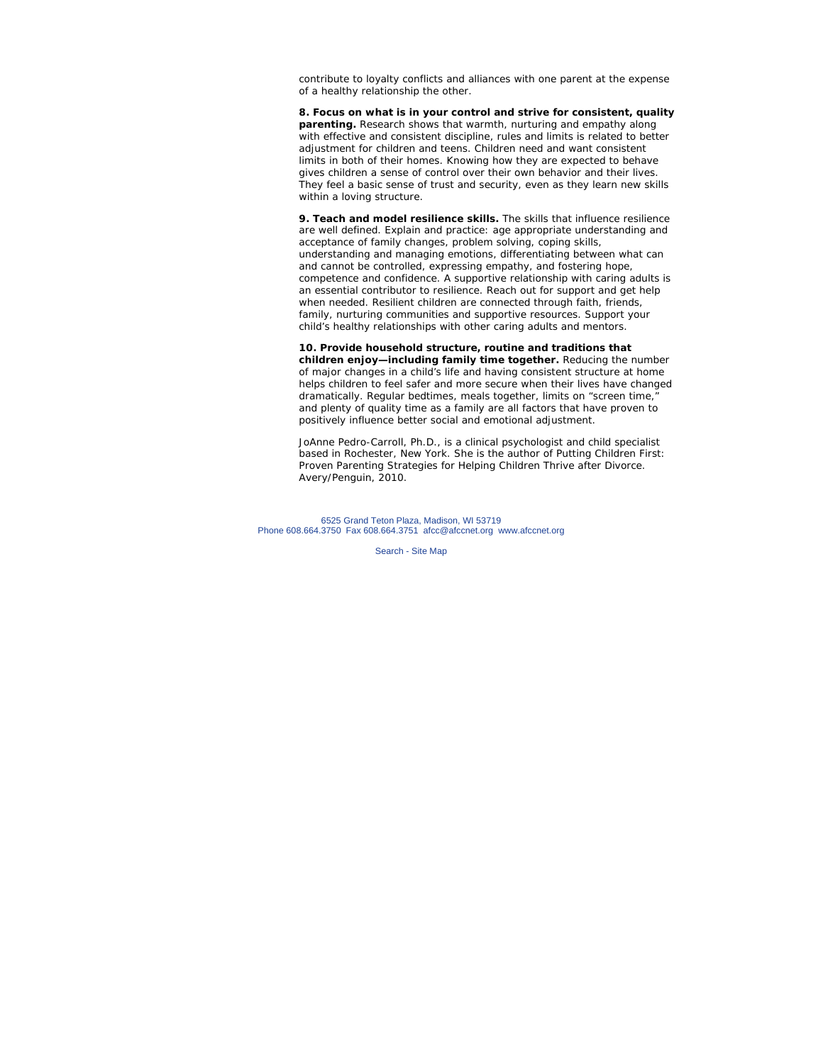contribute to loyalty conflicts and alliances with one parent at the expense of a healthy relationship the other.

**8. Focus on what is in your control and strive for consistent, quality parenting.** Research shows that warmth, nurturing and empathy along with effective and consistent discipline, rules and limits is related to better adjustment for children and teens. Children need and want consistent limits in both of their homes. Knowing how they are expected to behave gives children a sense of control over their own behavior and their lives. They feel a basic sense of trust and security, even as they learn new skills within a loving structure.

**9. Teach and model resilience skills.** The skills that influence resilience are well defined. Explain and practice: age appropriate understanding and acceptance of family changes, problem solving, coping skills, understanding and managing emotions, differentiating between what can and cannot be controlled, expressing empathy, and fostering hope, competence and confidence. A supportive relationship with caring adults is an essential contributor to resilience. Reach out for support and get help when needed. Resilient children are connected through faith, friends, family, nurturing communities and supportive resources. Support your child's healthy relationships with other caring adults and mentors.

**10. Provide household structure, routine and traditions that children enjoy—including family time together.** Reducing the number of major changes in a child's life and having consistent structure at home helps children to feel safer and more secure when their lives have changed dramatically. Regular bedtimes, meals together, limits on "screen time," and plenty of quality time as a family are all factors that have proven to positively influence better social and emotional adjustment.

JoAnne Pedro-Carroll, Ph.D., is a clinical psychologist and child specialist based in Rochester, New York. She is the author of Putting Children First: Proven Parenting Strategies for Helping Children Thrive after Divorce. Avery/Penguin, 2010.

6525 Grand Teton Plaza, Madison, WI 53719
Phone 608.664.3750 Fax 608.664.3751 afcc@afccnet.org www.afccnet.org

Search - Site Map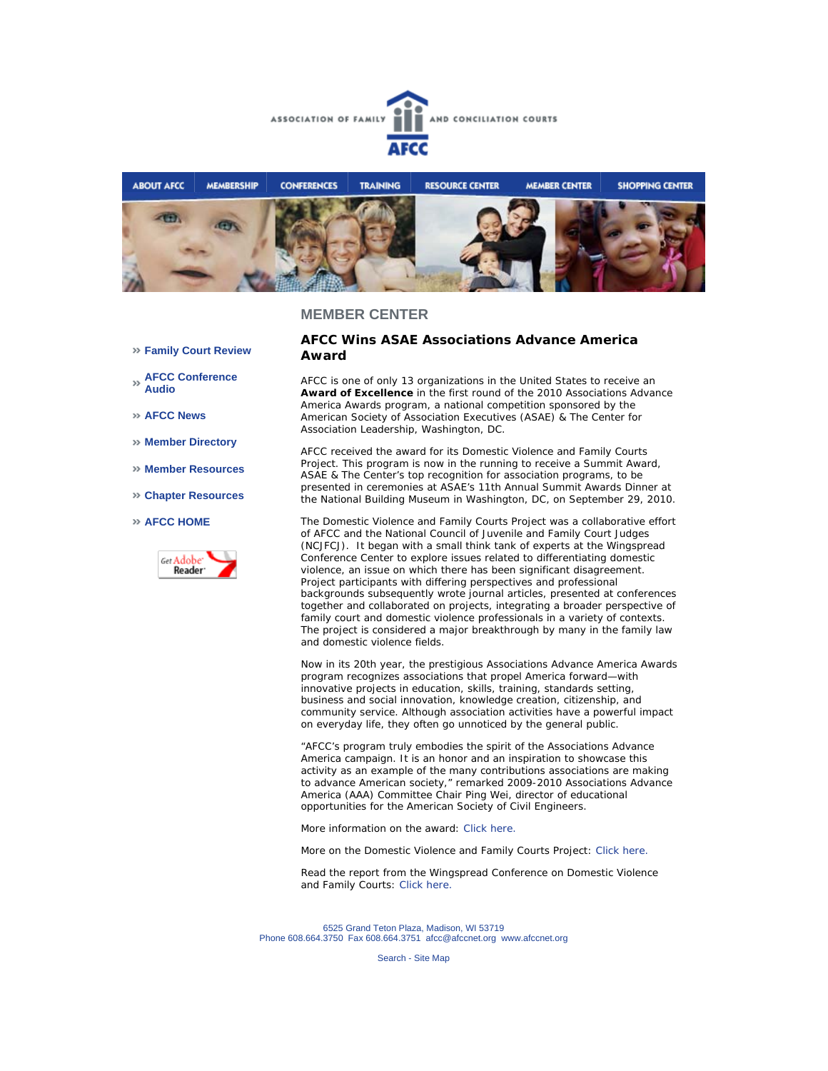ASSOCIATION OF FAMILY AND CONCILIATION COURTS

AFCC

ABOUT AFCC | MEMBERSHIP | CONFERENCES | TRAINING | RESOURCE CENTER | MEMBER CENTER | SHOPPING CENTER

## MEMBER CENTER

- » Family Court Review
- » AFCC Conference Audio
- » AFCC News
- » Member Directory
- » Member Resources
- » Chapter Resources
- » AFCC HOME

Get Adobe Reader

### AFCC Wins ASAE Associations Advance America Award

AFCC is one of only 13 organizations in the United States to receive an **Award of Excellence** in the first round of the 2010 Associations Advance America Awards program, a national competition sponsored by the American Society of Association Executives (ASAE) & The Center for Association Leadership, Washington, DC.

AFCC received the award for its Domestic Violence and Family Courts Project. This program is now in the running to receive a Summit Award, ASAE & The Center's top recognition for association programs, to be presented in ceremonies at ASAE's 11th Annual Summit Awards Dinner at the National Building Museum in Washington, DC, on September 29, 2010.

The Domestic Violence and Family Courts Project was a collaborative effort of AFCC and the National Council of Juvenile and Family Court Judges (NCJFCJ). It began with a small think tank of experts at the Wingspread Conference Center to explore issues related to differentiating domestic violence, an issue on which there has been significant disagreement. Project participants with differing perspectives and professional backgrounds subsequently wrote journal articles, presented at conferences together and collaborated on projects, integrating a broader perspective of family court and domestic violence professionals in a variety of contexts. The project is considered a major breakthrough by many in the family law and domestic violence fields.

Now in its 20th year, the prestigious Associations Advance America Awards program recognizes associations that propel America forward—with innovative projects in education, skills, training, standards setting, business and social innovation, knowledge creation, citizenship, and community service. Although association activities have a powerful impact on everyday life, they often go unnoticed by the general public.

"AFCC's program truly embodies the spirit of the Associations Advance America campaign. It is an honor and an inspiration to showcase this activity as an example of the many contributions associations are making to advance American society," remarked 2009-2010 Associations Advance America (AAA) Committee Chair Ping Wei, director of educational opportunities for the American Society of Civil Engineers.

More information on the award: Click here.

More on the Domestic Violence and Family Courts Project: Click here.

Read the report from the Wingspread Conference on Domestic Violence and Family Courts: Click here.

6525 Grand Teton Plaza, Madison, WI 53719
Phone 608.664.3750 Fax 608.664.3751 afcc@afccnet.org www.afccnet.org

Search - Site Map